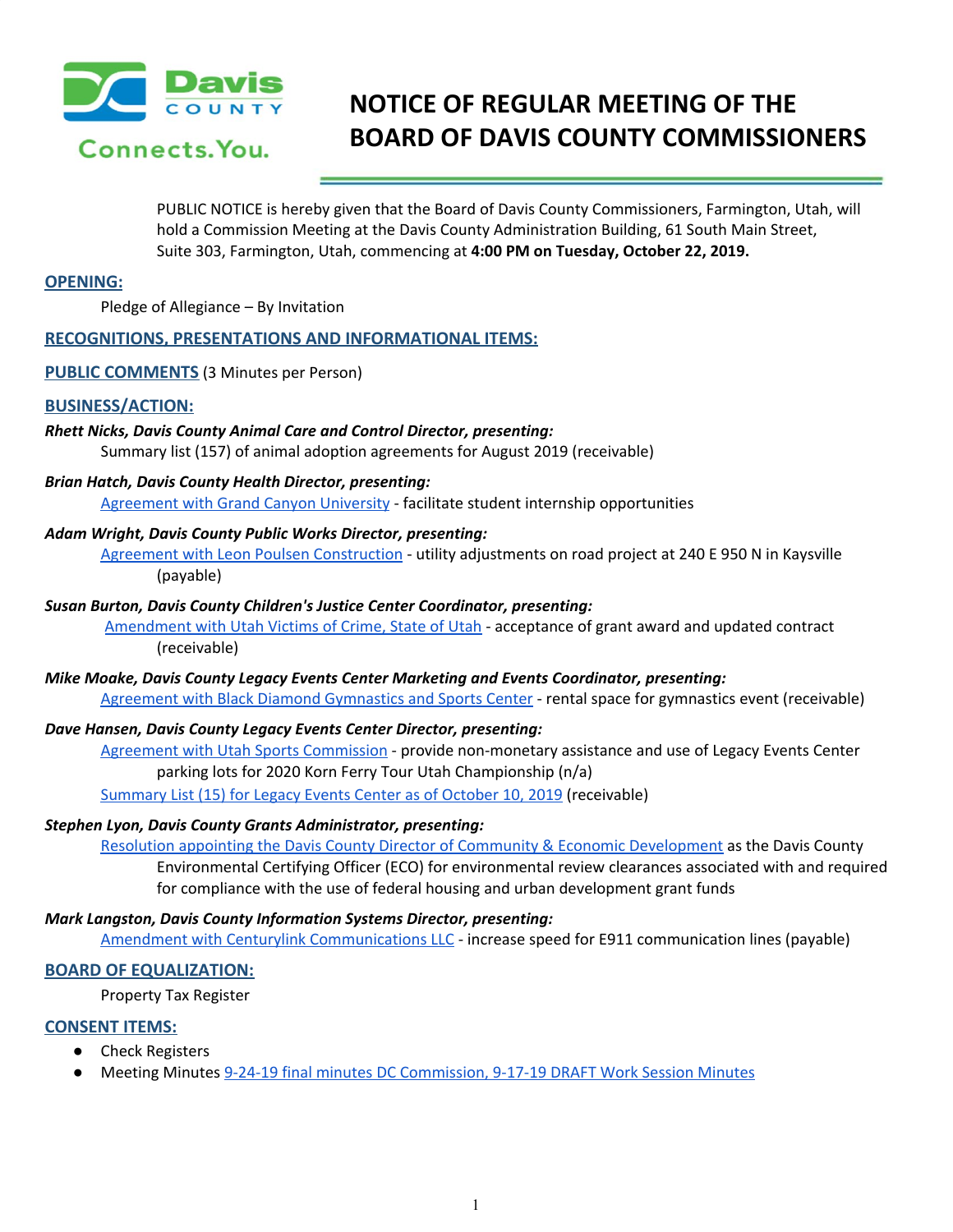# NOTICE OF REGULAR MEETING OF THE BOARD OF DAVIS COUNTY COMMISSIONERS

Davis County Connects.You.

PUBLIC NOTICE is hereby given that the Board of Davis County Commissioners, Farmington, Utah, will hold a Commission Meeting at the Davis County Administration Building, 61 South Main Street, Suite 303, Farmington, Utah, commencing at **4:00 PM on Tuesday, October 22, 2019.**

## OPENING:

Pledge of Allegiance – By Invitation

## RECOGNITIONS, PRESENTATIONS AND INFORMATIONAL ITEMS:

## PUBLIC COMMENTS (3 Minutes per Person)

## BUSINESS/ACTION:

***Rhett Nicks, Davis County Animal Care and Control Director, presenting:***

Summary list (157) of animal adoption agreements for August 2019 (receivable)

***Brian Hatch, Davis County Health Director, presenting:***

Agreement with Grand Canyon University - facilitate student internship opportunities

***Adam Wright, Davis County Public Works Director, presenting:***

Agreement with Leon Poulsen Construction - utility adjustments on road project at 240 E 950 N in Kaysville (payable)

***Susan Burton, Davis County Children's Justice Center Coordinator, presenting:***

Amendment with Utah Victims of Crime, State of Utah - acceptance of grant award and updated contract (receivable)

***Mike Moake, Davis County Legacy Events Center Marketing and Events Coordinator, presenting:***

Agreement with Black Diamond Gymnastics and Sports Center - rental space for gymnastics event (receivable)

***Dave Hansen, Davis County Legacy Events Center Director, presenting:***

Agreement with Utah Sports Commission - provide non-monetary assistance and use of Legacy Events Center parking lots for 2020 Korn Ferry Tour Utah Championship (n/a)

Summary List (15) for Legacy Events Center as of October 10, 2019 (receivable)

***Stephen Lyon, Davis County Grants Administrator, presenting:***

Resolution appointing the Davis County Director of Community & Economic Development as the Davis County Environmental Certifying Officer (ECO) for environmental review clearances associated with and required for compliance with the use of federal housing and urban development grant funds

***Mark Langston, Davis County Information Systems Director, presenting:***

Amendment with Centurylink Communications LLC - increase speed for E911 communication lines (payable)

## BOARD OF EQUALIZATION:

Property Tax Register

## CONSENT ITEMS:

- Check Registers
- Meeting Minutes 9-24-19 final minutes DC Commission, 9-17-19 DRAFT Work Session Minutes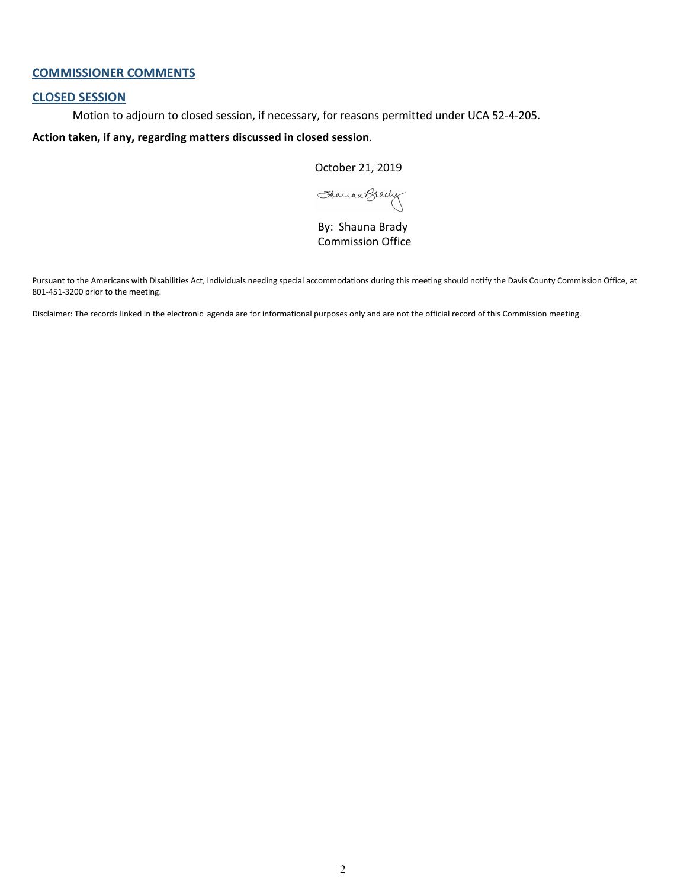## COMMISSIONER COMMENTS

## CLOSED SESSION

Motion to adjourn to closed session, if necessary, for reasons permitted under UCA 52-4-205.

**Action taken, if any, regarding matters discussed in closed session**.

October 21, 2019

Shauna Brady

By: Shauna Brady
Commission Office

Pursuant to the Americans with Disabilities Act, individuals needing special accommodations during this meeting should notify the Davis County Commission Office, at 801-451-3200 prior to the meeting.

Disclaimer: The records linked in the electronic agenda are for informational purposes only and are not the official record of this Commission meeting.